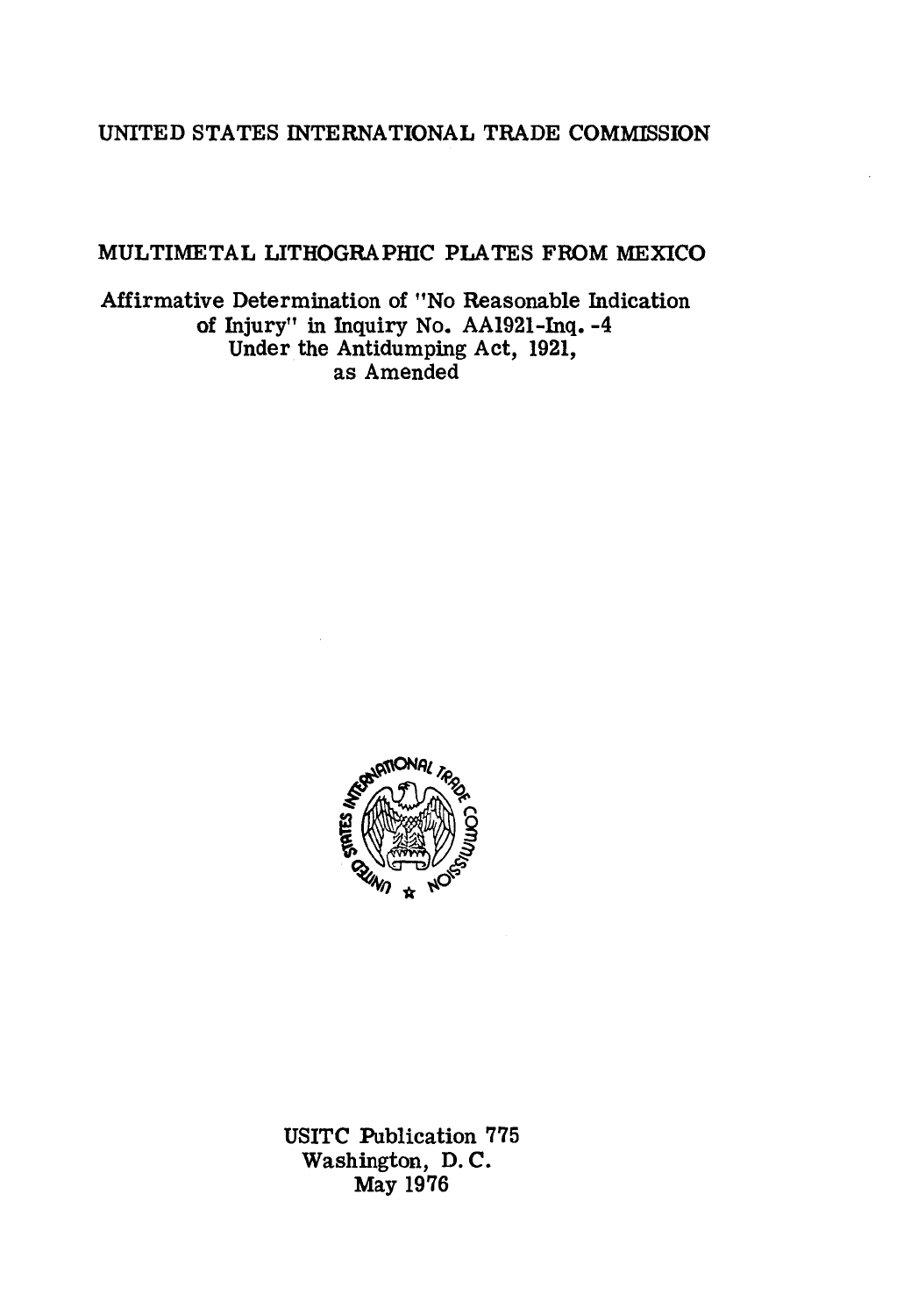UNITED STATES INTERNATIONAL TRADE COMMISSION

# MULTIMETAL LITHOGRAPHIC PLATES FROM MEXICO

Affirmative Determination of "No Reasonable Indication of Injury" in Inquiry No. AA1921-Inq. -4 Under the Antidumping Act, 1921, as Amended

USITC Publication 775
Washington, D. C.
May 1976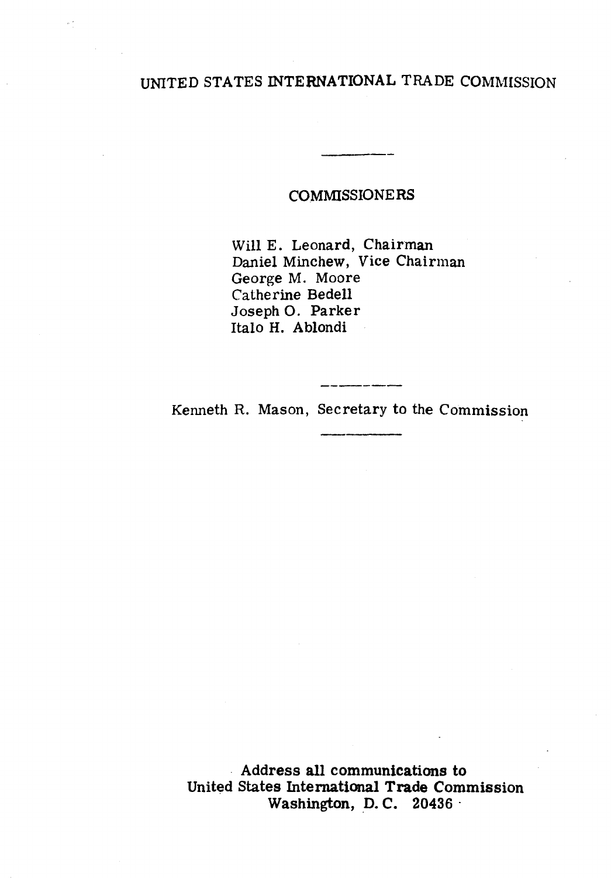UNITED STATES INTERNATIONAL TRADE COMMISSION

---

COMMISSIONERS

Will E. Leonard, Chairman
Daniel Minchew, Vice Chairman
George M. Moore
Catherine Bedell
Joseph O. Parker
Italo H. Ablondi

---

Kenneth R. Mason, Secretary to the Commission

---

**Address all communications to**
**United States International Trade Commission**
**Washington, D.C. 20436**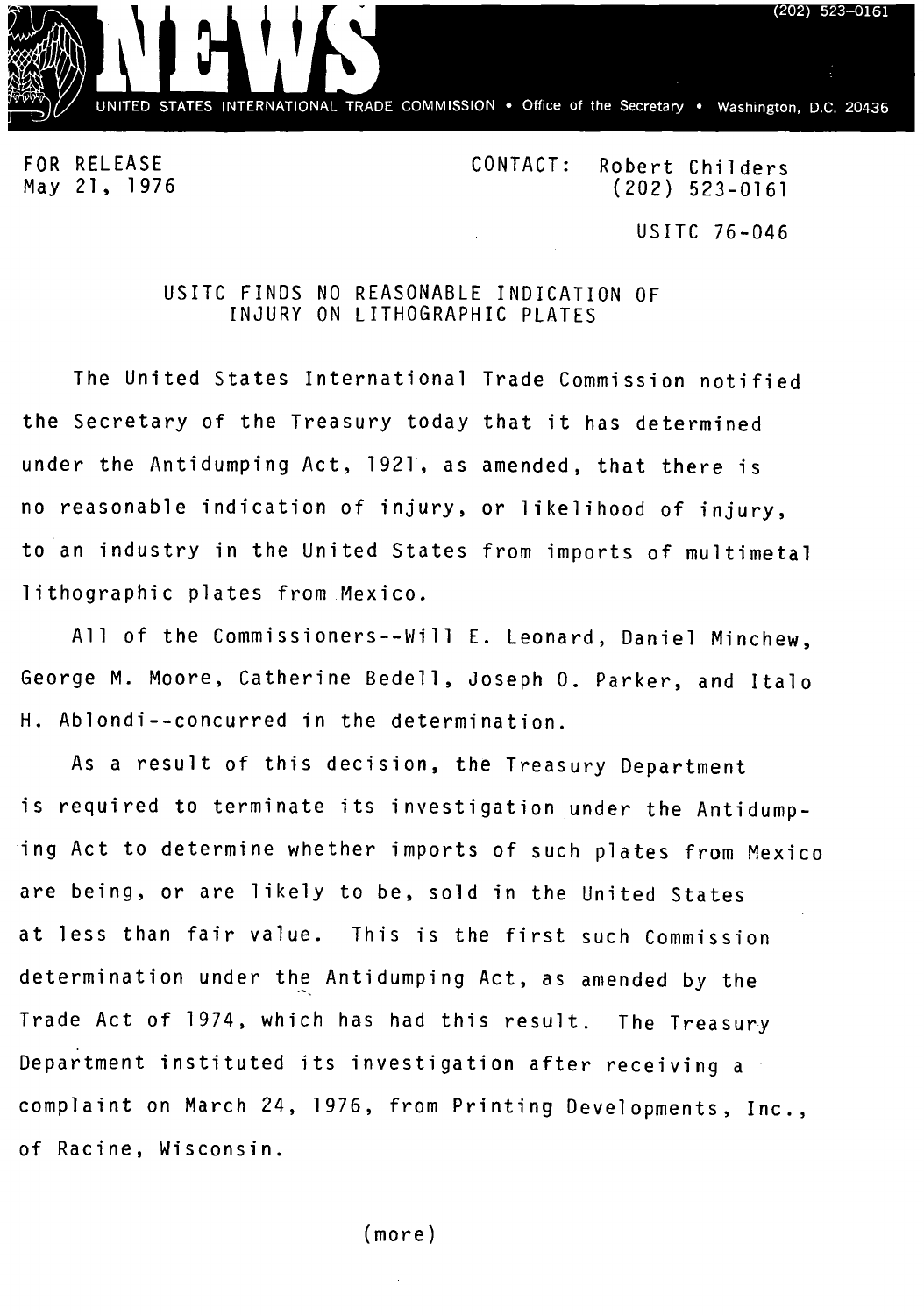# NEWS

UNITED STATES INTERNATIONAL TRADE COMMISSION • Office of the Secretary • Washington, D.C. 20436

(202) 523-0161

FOR RELEASE
May 21, 1976

CONTACT: Robert Childers
(202) 523-0161

USITC 76-046

## USITC FINDS NO REASONABLE INDICATION OF INJURY ON LITHOGRAPHIC PLATES

The United States International Trade Commission notified the Secretary of the Treasury today that it has determined under the Antidumping Act, 1921, as amended, that there is no reasonable indication of injury, or likelihood of injury, to an industry in the United States from imports of multimetal lithographic plates from Mexico.

All of the Commissioners--Will E. Leonard, Daniel Minchew, George M. Moore, Catherine Bedell, Joseph O. Parker, and Italo H. Ablondi--concurred in the determination.

As a result of this decision, the Treasury Department is required to terminate its investigation under the Antidumping Act to determine whether imports of such plates from Mexico are being, or are likely to be, sold in the United States at less than fair value. This is the first such Commission determination under the Antidumping Act, as amended by the Trade Act of 1974, which has had this result. The Treasury Department instituted its investigation after receiving a complaint on March 24, 1976, from Printing Developments, Inc., of Racine, Wisconsin.

(more)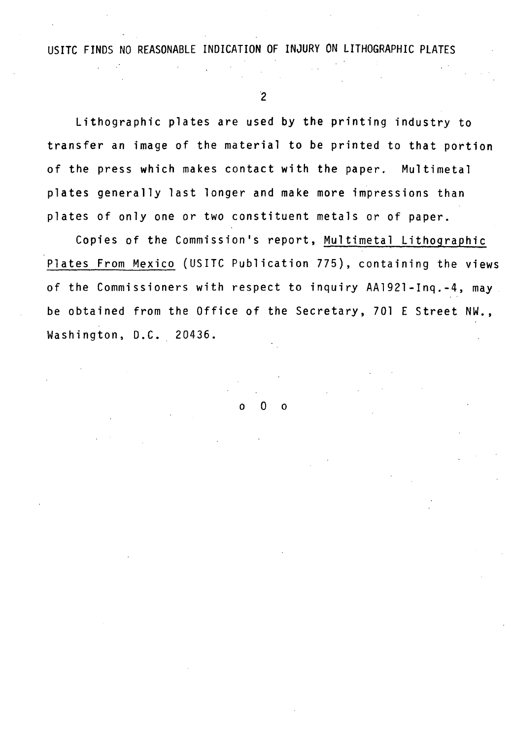Lithographic plates are used by the printing industry to transfer an image of the material to be printed to that portion of the press which makes contact with the paper. Multimetal plates generally last longer and make more impressions than plates of only one or two constituent metals or of paper.

Copies of the Commission's report, Multimetal Lithographic Plates From Mexico (USITC Publication 775), containing the views of the Commissioners with respect to inquiry AA1921-Inq.-4, may be obtained from the Office of the Secretary, 701 E Street NW., Washington, D.C. 20436.

o 0 o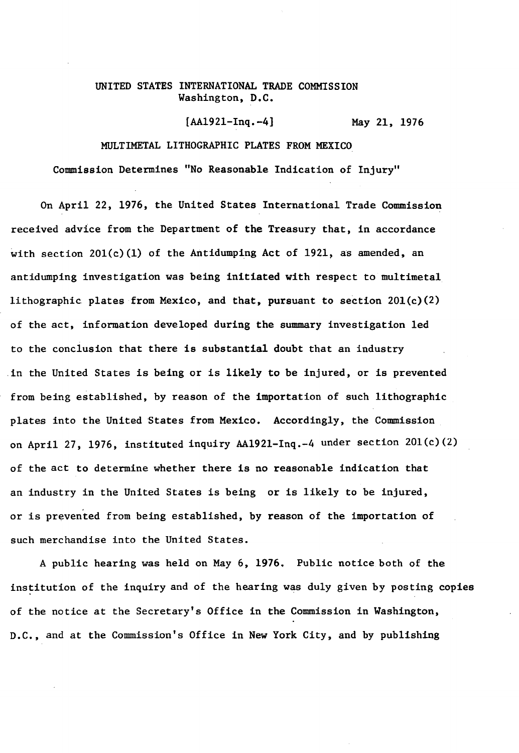UNITED STATES INTERNATIONAL TRADE COMMISSION
Washington, D.C.

[AA1921-Inq.-4] May 21, 1976

MULTIMETAL LITHOGRAPHIC PLATES FROM MEXICO

Commission Determines "No Reasonable Indication of Injury"

On April 22, 1976, the United States International Trade Commission received advice from the Department of the Treasury that, in accordance with section 201(c)(1) of the Antidumping Act of 1921, as amended, an antidumping investigation was being initiated with respect to multimetal lithographic plates from Mexico, and that, pursuant to section 201(c)(2) of the act, information developed during the summary investigation led to the conclusion that there is substantial doubt that an industry in the United States is being or is likely to be injured, or is prevented from being established, by reason of the importation of such lithographic plates into the United States from Mexico. Accordingly, the Commission on April 27, 1976, instituted inquiry AA1921-Inq.-4 under section 201(c)(2) of the act to determine whether there is no reasonable indication that an industry in the United States is being or is likely to be injured, or is prevented from being established, by reason of the importation of such merchandise into the United States.

A public hearing was held on May 6, 1976. Public notice both of the institution of the inquiry and of the hearing was duly given by posting copies of the notice at the Secretary's Office in the Commission in Washington, D.C., and at the Commission's Office in New York City, and by publishing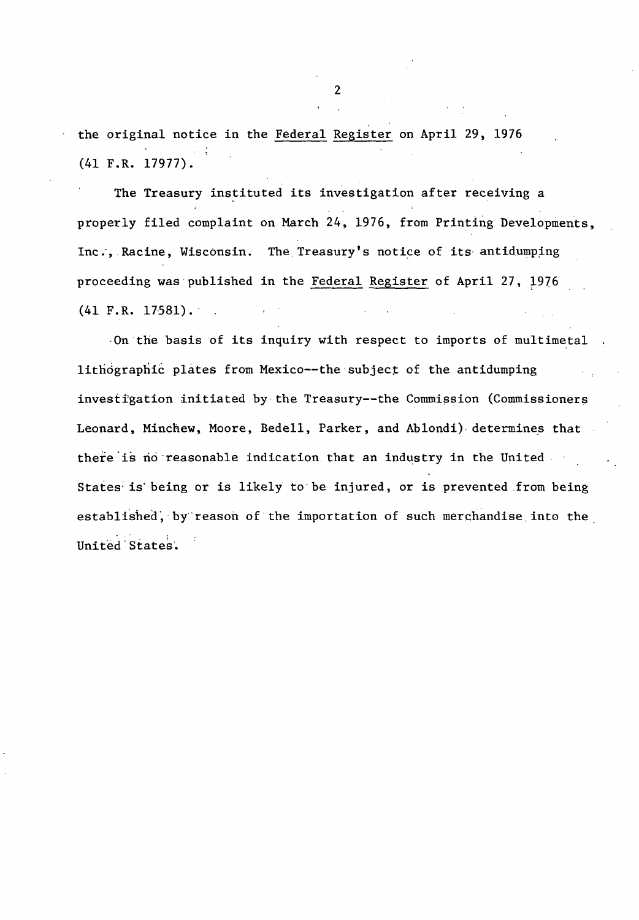the original notice in the Federal Register on April 29, 1976 (41 F.R. 17977).

The Treasury instituted its investigation after receiving a properly filed complaint on March 24, 1976, from Printing Developments, Inc., Racine, Wisconsin. The Treasury's notice of its antidumping proceeding was published in the Federal Register of April 27, 1976 (41 F.R. 17581).

On the basis of its inquiry with respect to imports of multimetal lithographic plates from Mexico--the subject of the antidumping investigation initiated by the Treasury--the Commission (Commissioners Leonard, Minchew, Moore, Bedell, Parker, and Ablondi) determines that there is no reasonable indication that an industry in the United States is being or is likely to be injured, or is prevented from being established, by reason of the importation of such merchandise into the United States.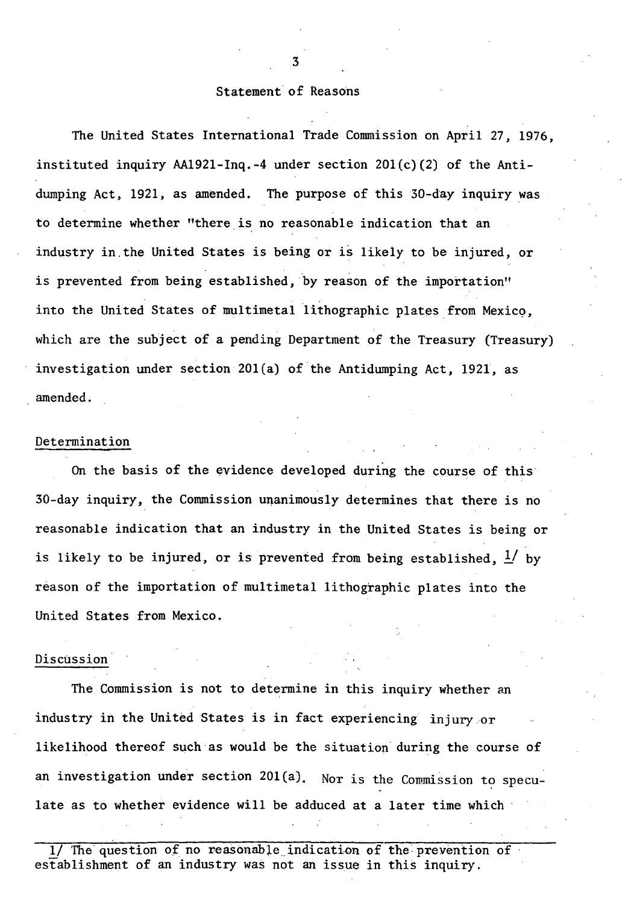## Statement of Reasons

The United States International Trade Commission on April 27, 1976, instituted inquiry AA1921-Inq.-4 under section 201(c)(2) of the Antidumping Act, 1921, as amended. The purpose of this 30-day inquiry was to determine whether "there is no reasonable indication that an industry in the United States is being or is likely to be injured, or is prevented from being established, by reason of the importation" into the United States of multimetal lithographic plates from Mexico, which are the subject of a pending Department of the Treasury (Treasury) investigation under section 201(a) of the Antidumping Act, 1921, as amended.

### Determination

On the basis of the evidence developed during the course of this 30-day inquiry, the Commission unanimously determines that there is no reasonable indication that an industry in the United States is being or is likely to be injured, or is prevented from being established, [1] by reason of the importation of multimetal lithographic plates into the United States from Mexico.

### Discussion

The Commission is not to determine in this inquiry whether an industry in the United States is in fact experiencing injury or likelihood thereof such as would be the situation during the course of an investigation under section 201(a). Nor is the Commission to speculate as to whether evidence will be adduced at a later time which

---

1/ The question of no reasonable indication of the prevention of establishment of an industry was not an issue in this inquiry.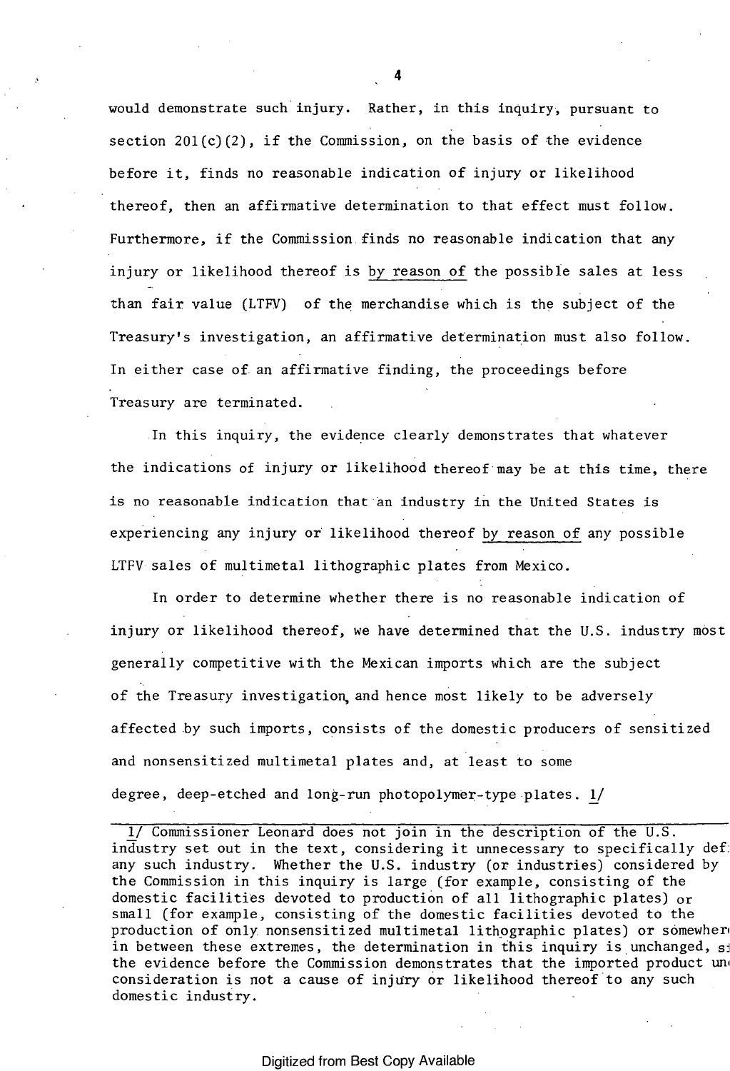would demonstrate such injury. Rather, in this inquiry, pursuant to section 201(c)(2), if the Commission, on the basis of the evidence before it, finds no reasonable indication of injury or likelihood thereof, then an affirmative determination to that effect must follow. Furthermore, if the Commission finds no reasonable indication that any injury or likelihood thereof is <u>by reason of</u> the possible sales at less than fair value (LTFV) of the merchandise which is the subject of the Treasury's investigation, an affirmative determination must also follow. In either case of an affirmative finding, the proceedings before Treasury are terminated.

In this inquiry, the evidence clearly demonstrates that whatever the indications of injury or likelihood thereof may be at this time, there is no reasonable indication that an industry in the United States is experiencing any injury or likelihood thereof <u>by reason of</u> any possible LTFV sales of multimetal lithographic plates from Mexico.

In order to determine whether there is no reasonable indication of injury or likelihood thereof, we have determined that the U.S. industry most generally competitive with the Mexican imports which are the subject of the Treasury investigation, and hence most likely to be adversely affected by such imports, consists of the domestic producers of sensitized and nonsensitized multimetal plates and, at least to some degree, deep-etched and long-run photopolymer-type plates. 1/

---

1/ Commissioner Leonard does not join in the description of the U.S. industry set out in the text, considering it unnecessary to specifically def[ine] any such industry. Whether the U.S. industry (or industries) considered by the Commission in this inquiry is large (for example, consisting of the domestic facilities devoted to production of all lithographic plates) or small (for example, consisting of the domestic facilities devoted to the production of only nonsensitized multimetal lithographic plates) or somewhere in between these extremes, the determination in this inquiry is unchanged, si[nce] the evidence before the Commission demonstrates that the imported product un[der] consideration is not a cause of injury or likelihood thereof to any such domestic industry.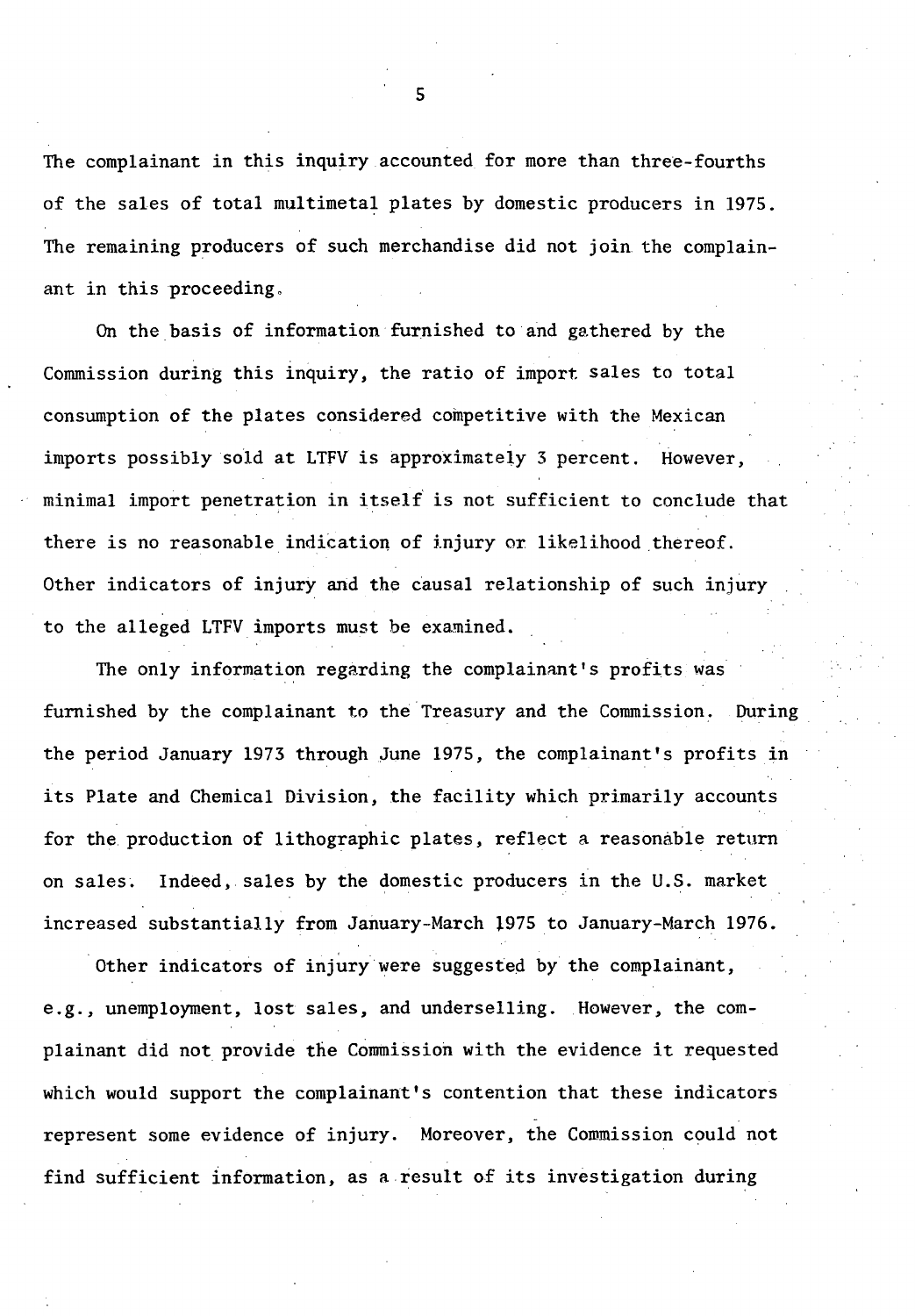The complainant in this inquiry accounted for more than three-fourths of the sales of total multimetal plates by domestic producers in 1975. The remaining producers of such merchandise did not join the complainant in this proceeding.

On the basis of information furnished to and gathered by the Commission during this inquiry, the ratio of import sales to total consumption of the plates considered competitive with the Mexican imports possibly sold at LTFV is approximately 3 percent. However, minimal import penetration in itself is not sufficient to conclude that there is no reasonable indication of injury or likelihood thereof. Other indicators of injury and the causal relationship of such injury to the alleged LTFV imports must be examined.

The only information regarding the complainant's profits was furnished by the complainant to the Treasury and the Commission. During the period January 1973 through June 1975, the complainant's profits in its Plate and Chemical Division, the facility which primarily accounts for the production of lithographic plates, reflect a reasonable return on sales. Indeed, sales by the domestic producers in the U.S. market increased substantially from January-March 1975 to January-March 1976.

Other indicators of injury were suggested by the complainant, e.g., unemployment, lost sales, and underselling. However, the complainant did not provide the Commission with the evidence it requested which would support the complainant's contention that these indicators represent some evidence of injury. Moreover, the Commission could not find sufficient information, as a result of its investigation during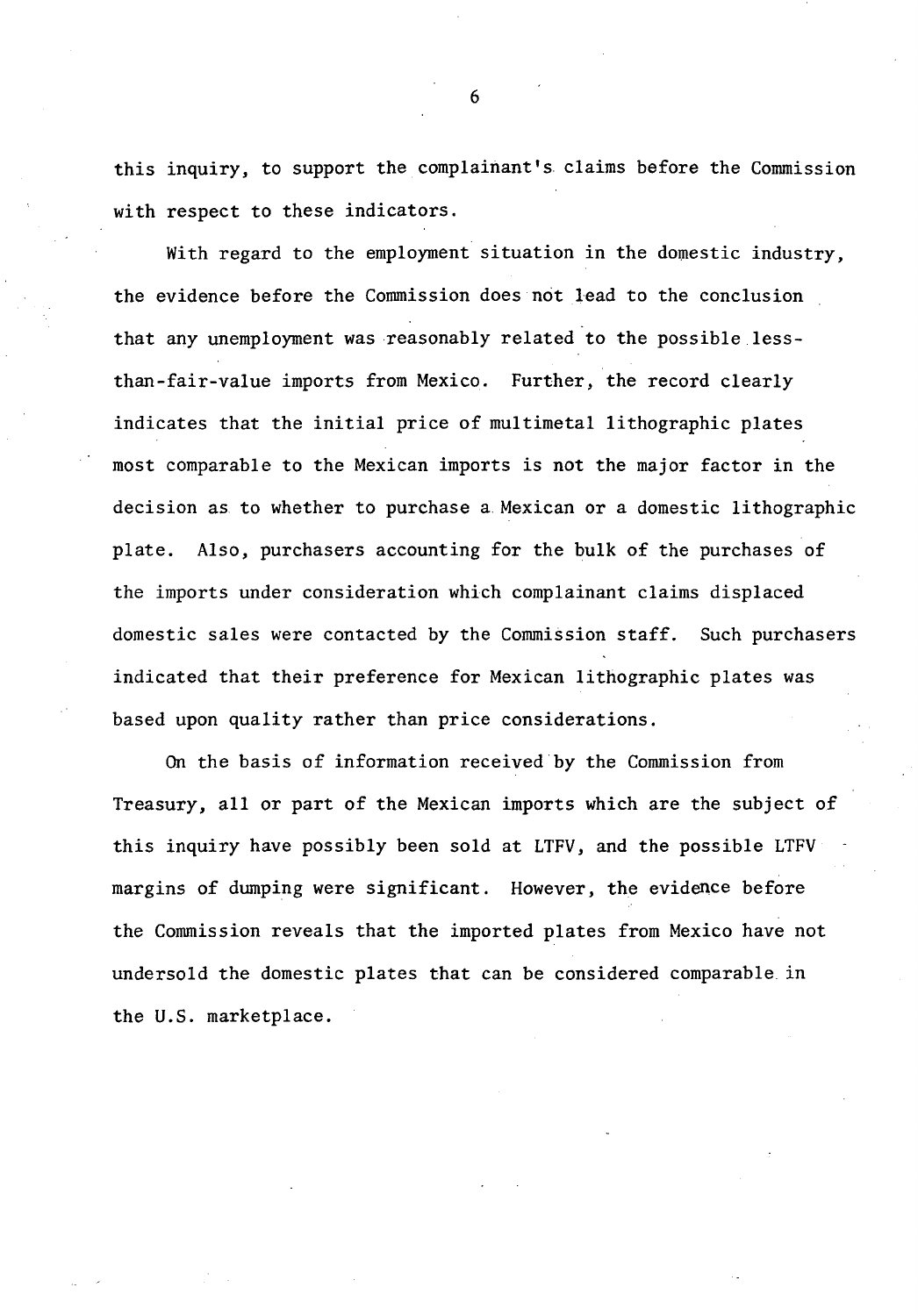this inquiry, to support the complainant's claims before the Commission with respect to these indicators.

With regard to the employment situation in the domestic industry, the evidence before the Commission does not lead to the conclusion that any unemployment was reasonably related to the possible less-than-fair-value imports from Mexico. Further, the record clearly indicates that the initial price of multimetal lithographic plates most comparable to the Mexican imports is not the major factor in the decision as to whether to purchase a Mexican or a domestic lithographic plate. Also, purchasers accounting for the bulk of the purchases of the imports under consideration which complainant claims displaced domestic sales were contacted by the Commission staff. Such purchasers indicated that their preference for Mexican lithographic plates was based upon quality rather than price considerations.

On the basis of information received by the Commission from Treasury, all or part of the Mexican imports which are the subject of this inquiry have possibly been sold at LTFV, and the possible LTFV margins of dumping were significant. However, the evidence before the Commission reveals that the imported plates from Mexico have not undersold the domestic plates that can be considered comparable in the U.S. marketplace.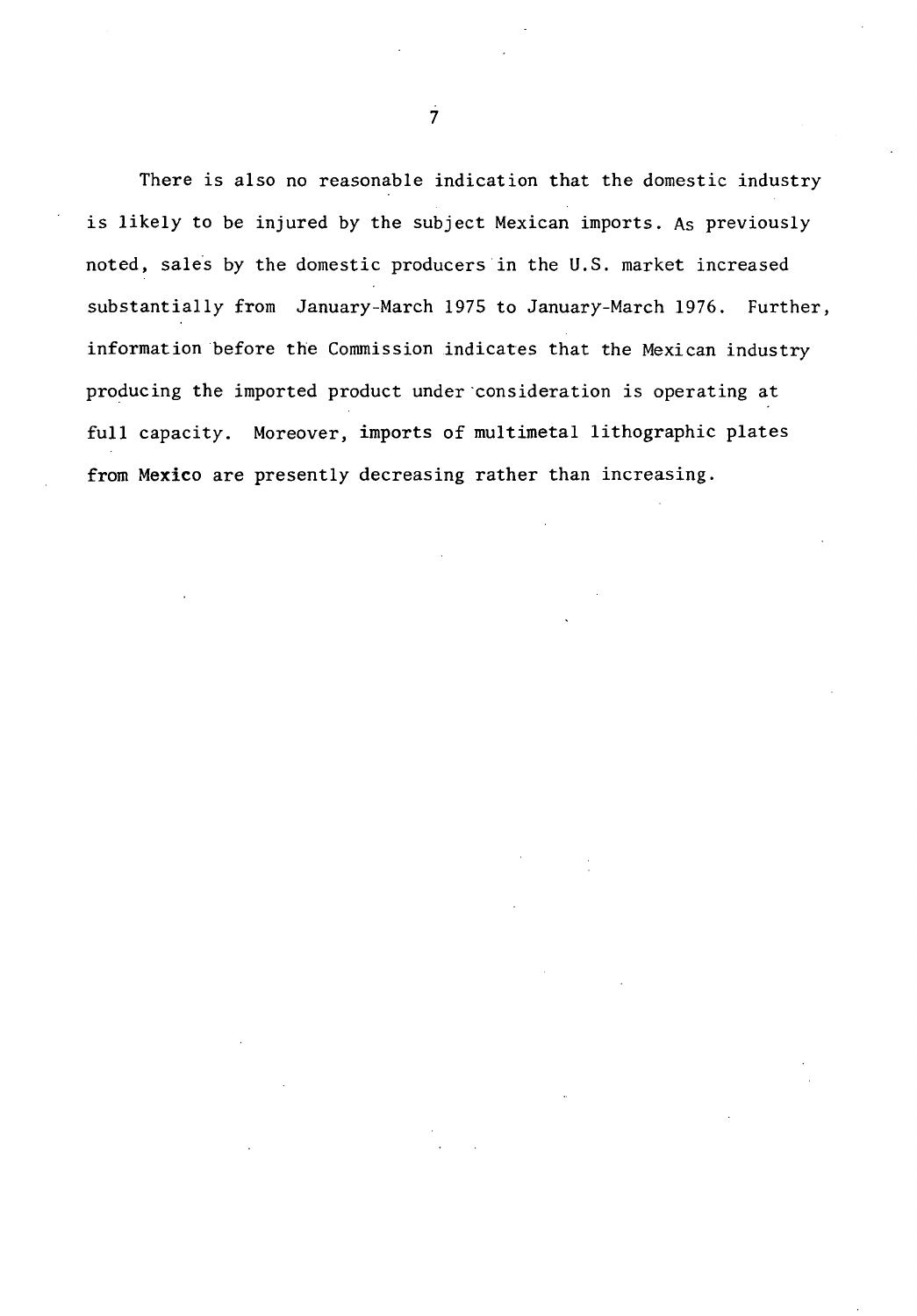There is also no reasonable indication that the domestic industry is likely to be injured by the subject Mexican imports. As previously noted, sales by the domestic producers in the U.S. market increased substantially from January-March 1975 to January-March 1976. Further, information before the Commission indicates that the Mexican industry producing the imported product under consideration is operating at full capacity. Moreover, imports of multimetal lithographic plates from Mexico are presently decreasing rather than increasing.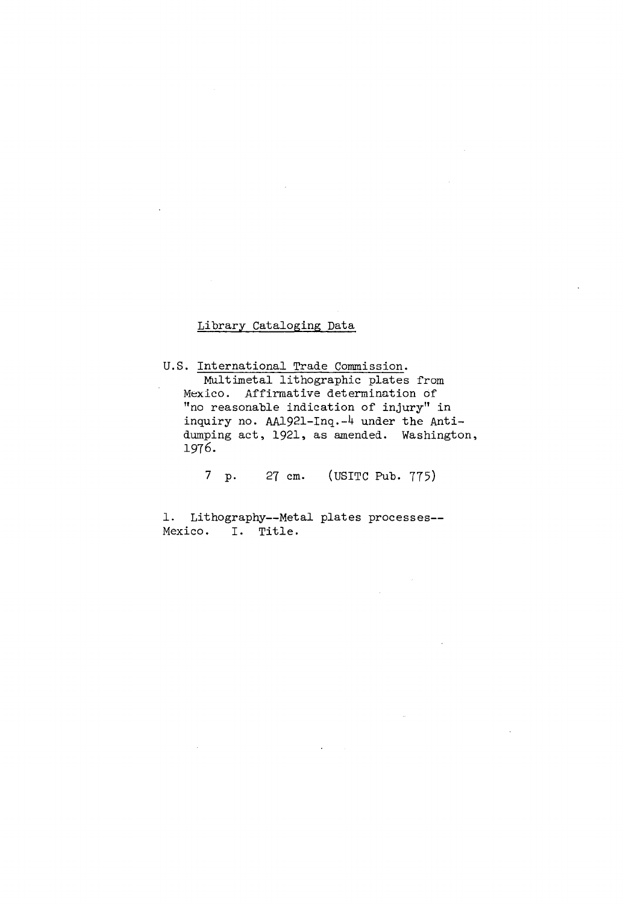Library Cataloging Data

U.S. International Trade Commission.
Multimetal lithographic plates from Mexico. Affirmative determination of "no reasonable indication of injury" in inquiry no. AA1921-Inq.-4 under the Antidumping act, 1921, as amended. Washington, 1976.

7 p. 27 cm. (USITC Pub. 775)

1. Lithography--Metal plates processes--Mexico. I. Title.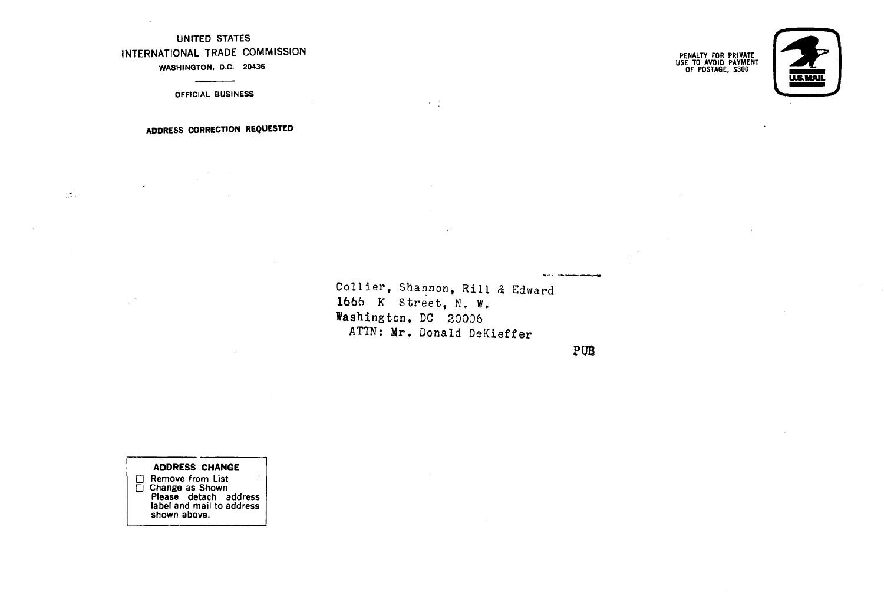UNITED STATES
INTERNATIONAL TRADE COMMISSION
WASHINGTON, D.C. 20436

OFFICIAL BUSINESS

ADDRESS CORRECTION REQUESTED

PENALTY FOR PRIVATE USE TO AVOID PAYMENT OF POSTAGE, $300

U.S.MAIL

Collier, Shannon, Rill & Edward
1666 K Street, N. W.
Washington, DC 20006
ATTN: Mr. Donald DeKieffer

PUB

**ADDRESS CHANGE**

- ☐ Remove from List
- ☐ Change as Shown

Please detach address label and mail to address shown above.